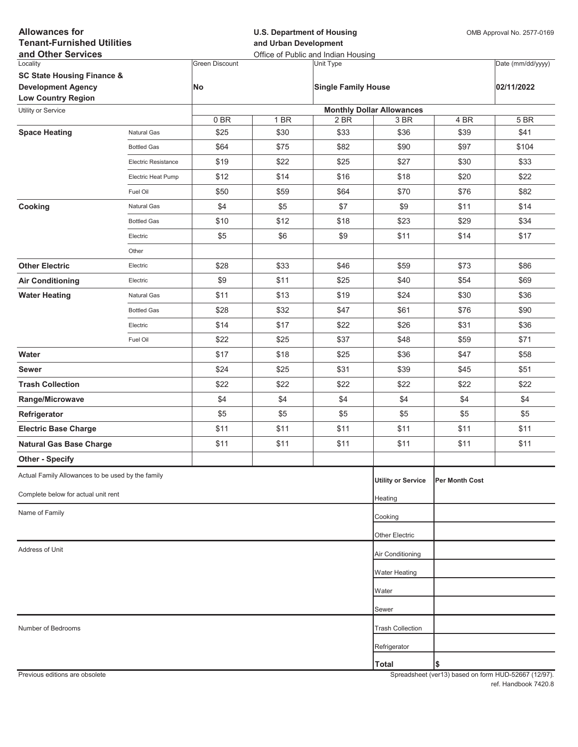**Allowances for Tenant-Furnished Utilities and Other Services**

**U.S. Department of Housing and Urban Development**
Office of Public and Indian Housing

OMB Approval No. 2577-0169

| Locality | Green Discount | Unit Type | Date (mm/dd/yyyy) |
|---|---|---|---|
| **SC State Housing Finance & Development Agency Low Country Region** | **No** | **Single Family House** | **02/11/2022** |

| Utility or Service | | Monthly Dollar Allowances | | | | | |
|---|---|---|---|---|---|---|---|
| | | 0 BR | 1 BR | 2 BR | 3 BR | 4 BR | 5 BR |
| **Space Heating** | Natural Gas | $25 | $30 | $33 | $36 | $39 | $41 |
| | Bottled Gas | $64 | $75 | $82 | $90 | $97 | $104 |
| | Electric Resistance | $19 | $22 | $25 | $27 | $30 | $33 |
| | Electric Heat Pump | $12 | $14 | $16 | $18 | $20 | $22 |
| | Fuel Oil | $50 | $59 | $64 | $70 | $76 | $82 |
| **Cooking** | Natural Gas | $4 | $5 | $7 | $9 | $11 | $14 |
| | Bottled Gas | $10 | $12 | $18 | $23 | $29 | $34 |
| | Electric | $5 | $6 | $9 | $11 | $14 | $17 |
| | Other | | | | | | |
| **Other Electric** | Electric | $28 | $33 | $46 | $59 | $73 | $86 |
| **Air Conditioning** | Electric | $9 | $11 | $25 | $40 | $54 | $69 |
| **Water Heating** | Natural Gas | $11 | $13 | $19 | $24 | $30 | $36 |
| | Bottled Gas | $28 | $32 | $47 | $61 | $76 | $90 |
| | Electric | $14 | $17 | $22 | $26 | $31 | $36 |
| | Fuel Oil | $22 | $25 | $37 | $48 | $59 | $71 |
| **Water** | | $17 | $18 | $25 | $36 | $47 | $58 |
| **Sewer** | | $24 | $25 | $31 | $39 | $45 | $51 |
| **Trash Collection** | | $22 | $22 | $22 | $22 | $22 | $22 |
| **Range/Microwave** | | $4 | $4 | $4 | $4 | $4 | $4 |
| **Refrigerator** | | $5 | $5 | $5 | $5 | $5 | $5 |
| **Electric Base Charge** | | $11 | $11 | $11 | $11 | $11 | $11 |
| **Natural Gas Base Charge** | | $11 | $11 | $11 | $11 | $11 | $11 |
| **Other - Specify** | | | | | | | |

Actual Family Allowances to be used by the family

Complete below for actual unit rent

Name of Family

Address of Unit

Number of Bedrooms

| Utility or Service | Per Month Cost |
|---|---|
| Heating | |
| Cooking | |
| Other Electric | |
| Air Conditioning | |
| Water Heating | |
| Water | |
| Sewer | |
| Trash Collection | |
| Refrigerator | |
| **Total** | $ |

Previous editions are obsolete

Spreadsheet (ver13) based on form HUD-52667 (12/97). ref. Handbook 7420.8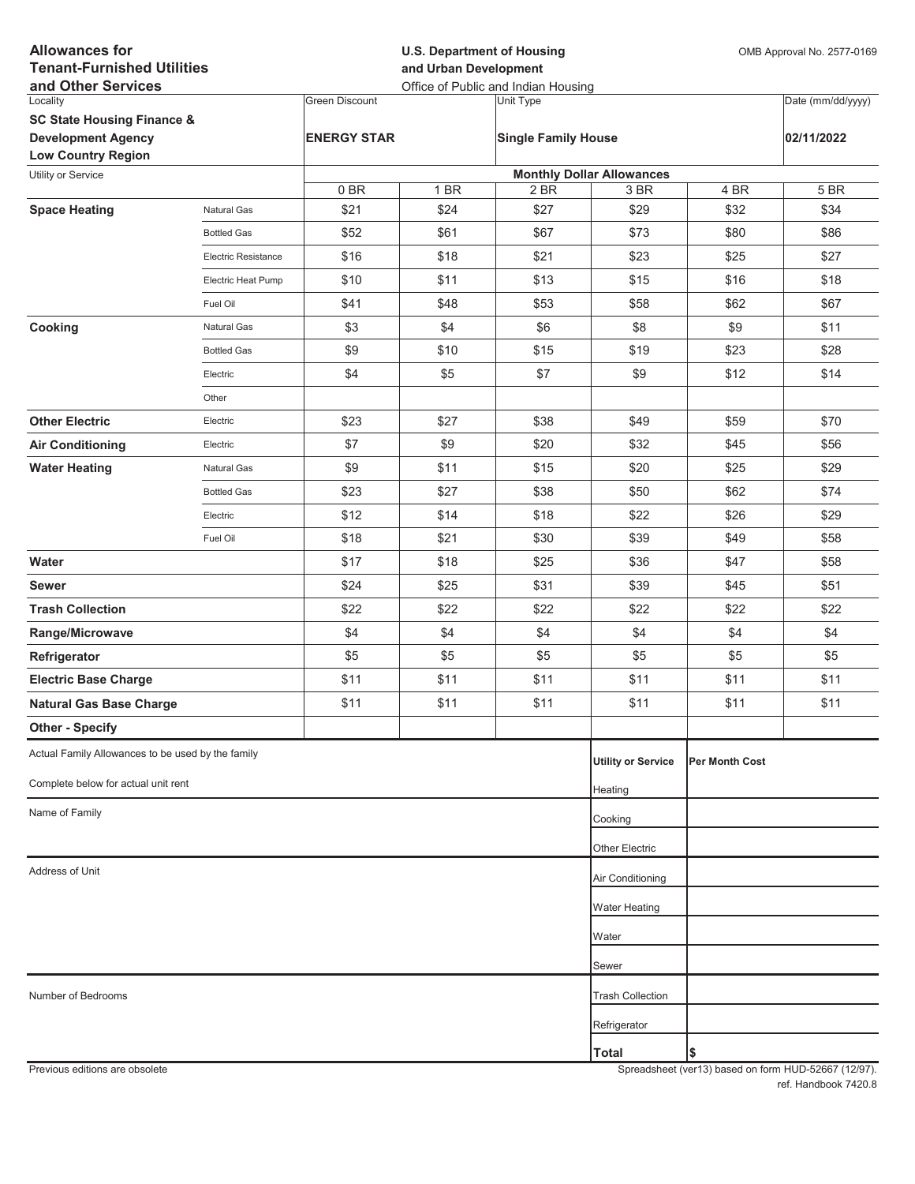**Allowances for Tenant-Furnished Utilities and Other Services**

**U.S. Department of Housing and Urban Development**
Office of Public and Indian Housing

OMB Approval No. 2577-0169

| Locality | Green Discount | Unit Type | Date (mm/dd/yyyy) |
|---|---|---|---|
| **SC State Housing Finance & Development Agency Low Country Region** | **ENERGY STAR** | **Single Family House** | **02/11/2022** |

| Utility or Service | | Monthly Dollar Allowances | | | | | |
|---|---|---|---|---|---|---|---|
| | | 0 BR | 1 BR | 2 BR | 3 BR | 4 BR | 5 BR |
| **Space Heating** | Natural Gas | $21 | $24 | $27 | $29 | $32 | $34 |
| | Bottled Gas | $52 | $61 | $67 | $73 | $80 | $86 |
| | Electric Resistance | $16 | $18 | $21 | $23 | $25 | $27 |
| | Electric Heat Pump | $10 | $11 | $13 | $15 | $16 | $18 |
| | Fuel Oil | $41 | $48 | $53 | $58 | $62 | $67 |
| **Cooking** | Natural Gas | $3 | $4 | $6 | $8 | $9 | $11 |
| | Bottled Gas | $9 | $10 | $15 | $19 | $23 | $28 |
| | Electric | $4 | $5 | $7 | $9 | $12 | $14 |
| | Other | | | | | | |
| **Other Electric** | Electric | $23 | $27 | $38 | $49 | $59 | $70 |
| **Air Conditioning** | Electric | $7 | $9 | $20 | $32 | $45 | $56 |
| **Water Heating** | Natural Gas | $9 | $11 | $15 | $20 | $25 | $29 |
| | Bottled Gas | $23 | $27 | $38 | $50 | $62 | $74 |
| | Electric | $12 | $14 | $18 | $22 | $26 | $29 |
| | Fuel Oil | $18 | $21 | $30 | $39 | $49 | $58 |
| **Water** | | $17 | $18 | $25 | $36 | $47 | $58 |
| **Sewer** | | $24 | $25 | $31 | $39 | $45 | $51 |
| **Trash Collection** | | $22 | $22 | $22 | $22 | $22 | $22 |
| **Range/Microwave** | | $4 | $4 | $4 | $4 | $4 | $4 |
| **Refrigerator** | | $5 | $5 | $5 | $5 | $5 | $5 |
| **Electric Base Charge** | | $11 | $11 | $11 | $11 | $11 | $11 |
| **Natural Gas Base Charge** | | $11 | $11 | $11 | $11 | $11 | $11 |
| **Other - Specify** | | | | | | | |

Actual Family Allowances to be used by the family

Complete below for actual unit rent

Name of Family

Address of Unit

Number of Bedrooms

| Utility or Service | Per Month Cost |
|---|---|
| Heating | |
| Cooking | |
| Other Electric | |
| Air Conditioning | |
| Water Heating | |
| Water | |
| Sewer | |
| Trash Collection | |
| Refrigerator | |
| **Total** | $ |

Previous editions are obsolete

Spreadsheet (ver13) based on form HUD-52667 (12/97).
ref. Handbook 7420.8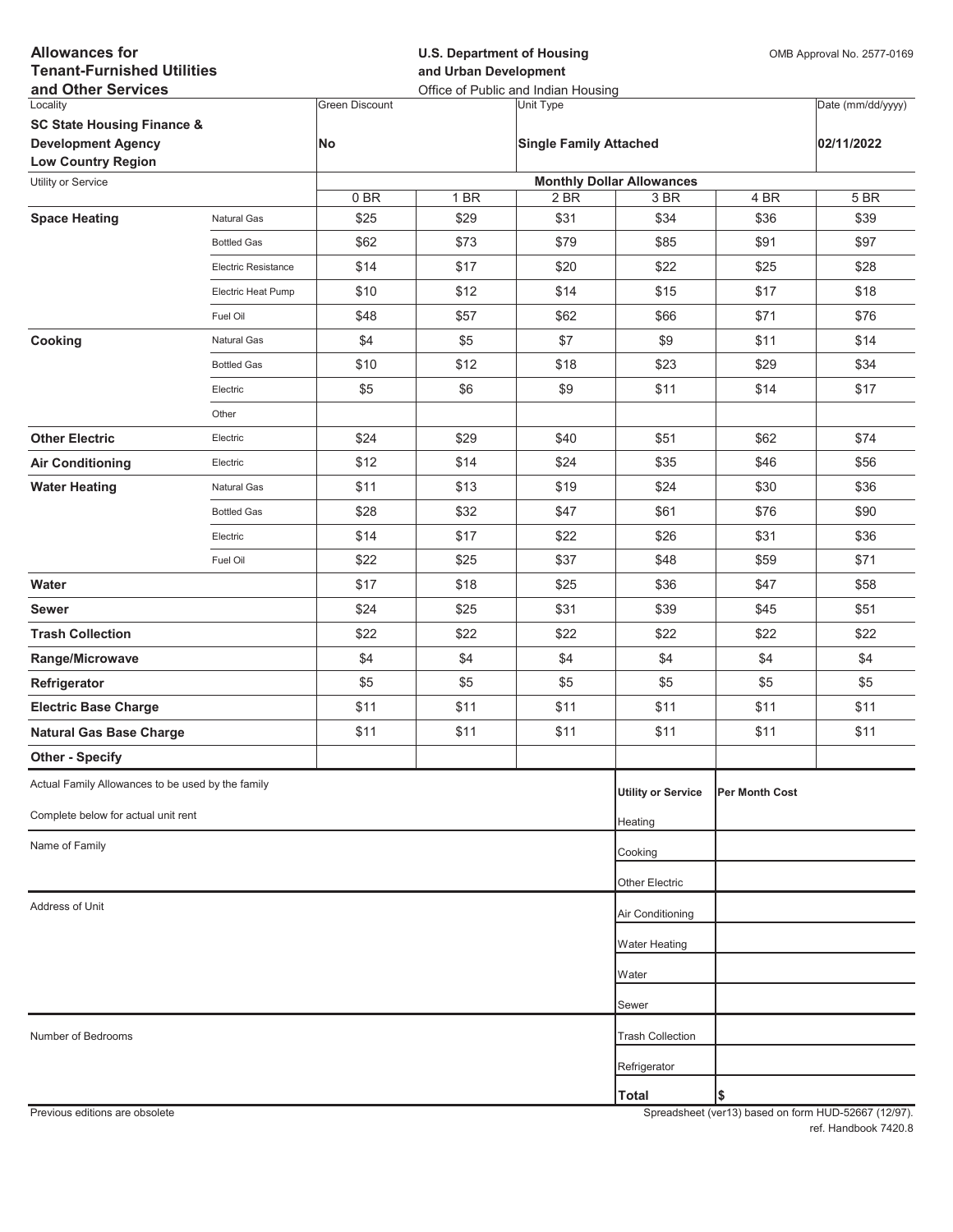**Allowances for Tenant-Furnished Utilities and Other Services**

**U.S. Department of Housing and Urban Development**
Office of Public and Indian Housing

OMB Approval No. 2577-0169

| Locality | Green Discount | Unit Type | Date (mm/dd/yyyy) |
|---|---|---|---|
| **SC State Housing Finance & Development Agency Low Country Region** | **No** | **Single Family Attached** | **02/11/2022** |

| Utility or Service | | Monthly Dollar Allowances | | | | | |
|---|---|---|---|---|---|---|---|
| | | 0 BR | 1 BR | 2 BR | 3 BR | 4 BR | 5 BR |
| **Space Heating** | Natural Gas | $25 | $29 | $31 | $34 | $36 | $39 |
| | Bottled Gas | $62 | $73 | $79 | $85 | $91 | $97 |
| | Electric Resistance | $14 | $17 | $20 | $22 | $25 | $28 |
| | Electric Heat Pump | $10 | $12 | $14 | $15 | $17 | $18 |
| | Fuel Oil | $48 | $57 | $62 | $66 | $71 | $76 |
| **Cooking** | Natural Gas | $4 | $5 | $7 | $9 | $11 | $14 |
| | Bottled Gas | $10 | $12 | $18 | $23 | $29 | $34 |
| | Electric | $5 | $6 | $9 | $11 | $14 | $17 |
| | Other | | | | | | |
| **Other Electric** | Electric | $24 | $29 | $40 | $51 | $62 | $74 |
| **Air Conditioning** | Electric | $12 | $14 | $24 | $35 | $46 | $56 |
| **Water Heating** | Natural Gas | $11 | $13 | $19 | $24 | $30 | $36 |
| | Bottled Gas | $28 | $32 | $47 | $61 | $76 | $90 |
| | Electric | $14 | $17 | $22 | $26 | $31 | $36 |
| | Fuel Oil | $22 | $25 | $37 | $48 | $59 | $71 |
| **Water** | | $17 | $18 | $25 | $36 | $47 | $58 |
| **Sewer** | | $24 | $25 | $31 | $39 | $45 | $51 |
| **Trash Collection** | | $22 | $22 | $22 | $22 | $22 | $22 |
| **Range/Microwave** | | $4 | $4 | $4 | $4 | $4 | $4 |
| **Refrigerator** | | $5 | $5 | $5 | $5 | $5 | $5 |
| **Electric Base Charge** | | $11 | $11 | $11 | $11 | $11 | $11 |
| **Natural Gas Base Charge** | | $11 | $11 | $11 | $11 | $11 | $11 |
| **Other - Specify** | | | | | | | |

Actual Family Allowances to be used by the family

Complete below for actual unit rent

Name of Family

Address of Unit

Number of Bedrooms

| Utility or Service | Per Month Cost |
|---|---|
| Heating | |
| Cooking | |
| Other Electric | |
| Air Conditioning | |
| Water Heating | |
| Water | |
| Sewer | |
| Trash Collection | |
| Refrigerator | |
| **Total** | **$** |

Previous editions are obsolete

Spreadsheet (ver13) based on form HUD-52667 (12/97). ref. Handbook 7420.8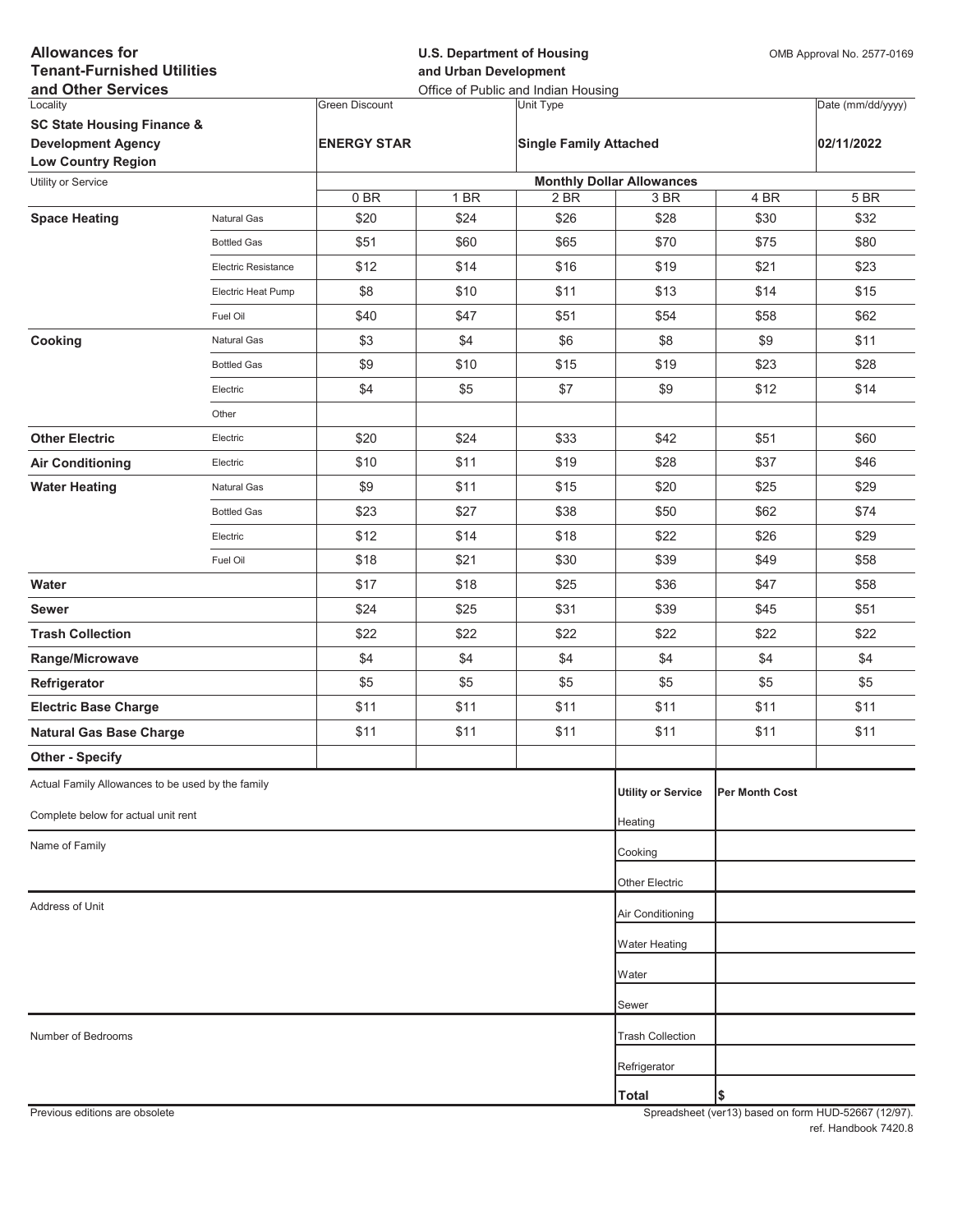**Allowances for Tenant-Furnished Utilities and Other Services**

**U.S. Department of Housing and Urban Development**
Office of Public and Indian Housing

OMB Approval No. 2577-0169

| Locality | Green Discount | Unit Type | Date (mm/dd/yyyy) |
|---|---|---|---|
| **SC State Housing Finance & Development Agency Low Country Region** | **ENERGY STAR** | **Single Family Attached** | **02/11/2022** |

| Utility or Service | | Monthly Dollar Allowances | | | | | |
|---|---|---|---|---|---|---|---|
| | | 0 BR | 1 BR | 2 BR | 3 BR | 4 BR | 5 BR |
| **Space Heating** | Natural Gas | $20 | $24 | $26 | $28 | $30 | $32 |
| | Bottled Gas | $51 | $60 | $65 | $70 | $75 | $80 |
| | Electric Resistance | $12 | $14 | $16 | $19 | $21 | $23 |
| | Electric Heat Pump | $8 | $10 | $11 | $13 | $14 | $15 |
| | Fuel Oil | $40 | $47 | $51 | $54 | $58 | $62 |
| **Cooking** | Natural Gas | $3 | $4 | $6 | $8 | $9 | $11 |
| | Bottled Gas | $9 | $10 | $15 | $19 | $23 | $28 |
| | Electric | $4 | $5 | $7 | $9 | $12 | $14 |
| | Other | | | | | | |
| **Other Electric** | Electric | $20 | $24 | $33 | $42 | $51 | $60 |
| **Air Conditioning** | Electric | $10 | $11 | $19 | $28 | $37 | $46 |
| **Water Heating** | Natural Gas | $9 | $11 | $15 | $20 | $25 | $29 |
| | Bottled Gas | $23 | $27 | $38 | $50 | $62 | $74 |
| | Electric | $12 | $14 | $18 | $22 | $26 | $29 |
| | Fuel Oil | $18 | $21 | $30 | $39 | $49 | $58 |
| **Water** | | $17 | $18 | $25 | $36 | $47 | $58 |
| **Sewer** | | $24 | $25 | $31 | $39 | $45 | $51 |
| **Trash Collection** | | $22 | $22 | $22 | $22 | $22 | $22 |
| **Range/Microwave** | | $4 | $4 | $4 | $4 | $4 | $4 |
| **Refrigerator** | | $5 | $5 | $5 | $5 | $5 | $5 |
| **Electric Base Charge** | | $11 | $11 | $11 | $11 | $11 | $11 |
| **Natural Gas Base Charge** | | $11 | $11 | $11 | $11 | $11 | $11 |
| **Other - Specify** | | | | | | | |

Actual Family Allowances to be used by the family

Complete below for actual unit rent

Name of Family

Address of Unit

Number of Bedrooms

| Utility or Service | Per Month Cost |
|---|---|
| Heating | |
| Cooking | |
| Other Electric | |
| Air Conditioning | |
| Water Heating | |
| Water | |
| Sewer | |
| Trash Collection | |
| Refrigerator | |
| **Total** | **$** |

Previous editions are obsolete

Spreadsheet (ver13) based on form HUD-52667 (12/97). ref. Handbook 7420.8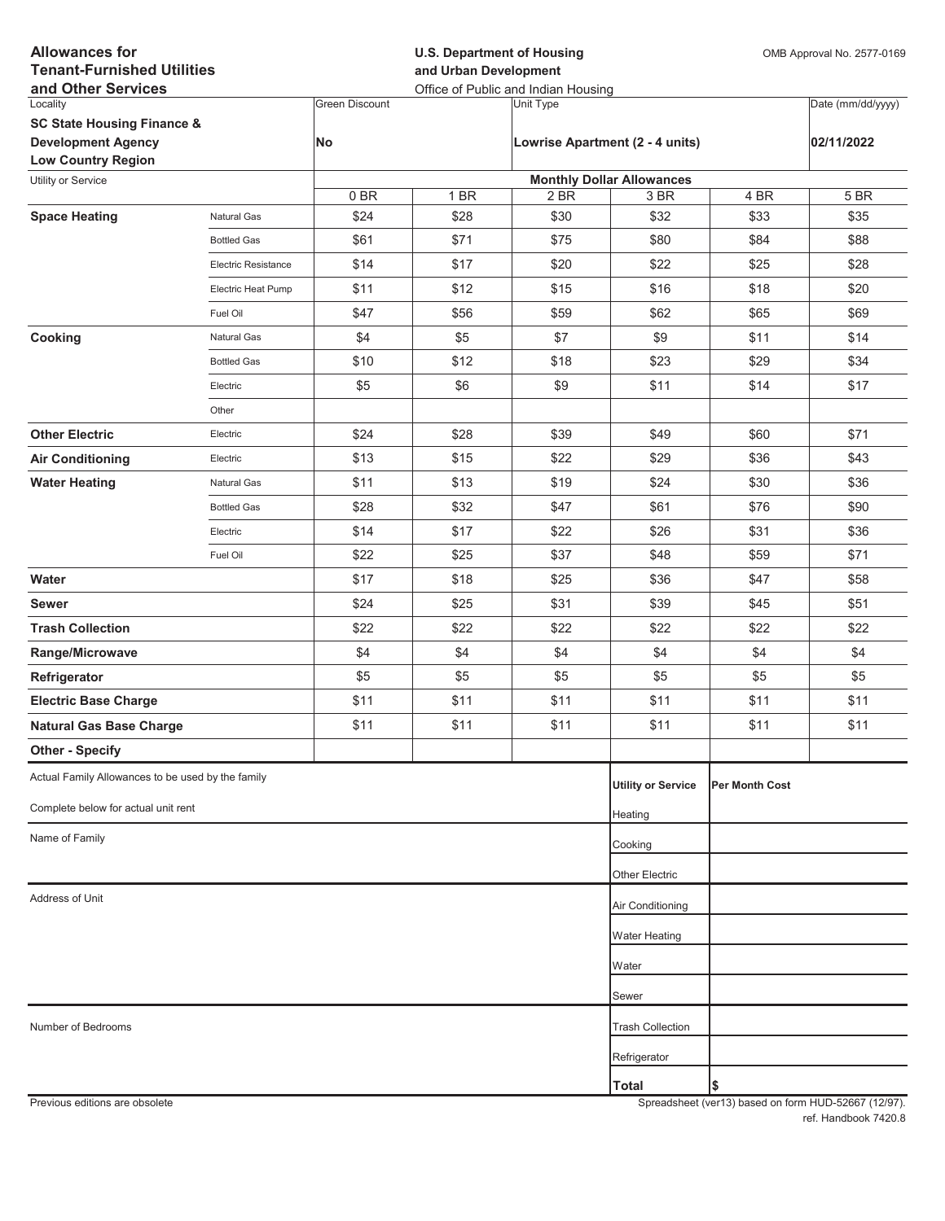**Allowances for Tenant-Furnished Utilities and Other Services**

**U.S. Department of Housing and Urban Development**
Office of Public and Indian Housing

OMB Approval No. 2577-0169

| Locality | Green Discount | Unit Type | Date (mm/dd/yyyy) |
|---|---|---|---|
| **SC State Housing Finance & Development Agency Low Country Region** | **No** | **Lowrise Apartment (2 - 4 units)** | **02/11/2022** |

| Utility or Service | | Monthly Dollar Allowances | | | | | |
|---|---|---|---|---|---|---|---|
| | | 0 BR | 1 BR | 2 BR | 3 BR | 4 BR | 5 BR |
| **Space Heating** | Natural Gas | $24 | $28 | $30 | $32 | $33 | $35 |
| | Bottled Gas | $61 | $71 | $75 | $80 | $84 | $88 |
| | Electric Resistance | $14 | $17 | $20 | $22 | $25 | $28 |
| | Electric Heat Pump | $11 | $12 | $15 | $16 | $18 | $20 |
| | Fuel Oil | $47 | $56 | $59 | $62 | $65 | $69 |
| **Cooking** | Natural Gas | $4 | $5 | $7 | $9 | $11 | $14 |
| | Bottled Gas | $10 | $12 | $18 | $23 | $29 | $34 |
| | Electric | $5 | $6 | $9 | $11 | $14 | $17 |
| | Other | | | | | | |
| **Other Electric** | Electric | $24 | $28 | $39 | $49 | $60 | $71 |
| **Air Conditioning** | Electric | $13 | $15 | $22 | $29 | $36 | $43 |
| **Water Heating** | Natural Gas | $11 | $13 | $19 | $24 | $30 | $36 |
| | Bottled Gas | $28 | $32 | $47 | $61 | $76 | $90 |
| | Electric | $14 | $17 | $22 | $26 | $31 | $36 |
| | Fuel Oil | $22 | $25 | $37 | $48 | $59 | $71 |
| **Water** | | $17 | $18 | $25 | $36 | $47 | $58 |
| **Sewer** | | $24 | $25 | $31 | $39 | $45 | $51 |
| **Trash Collection** | | $22 | $22 | $22 | $22 | $22 | $22 |
| **Range/Microwave** | | $4 | $4 | $4 | $4 | $4 | $4 |
| **Refrigerator** | | $5 | $5 | $5 | $5 | $5 | $5 |
| **Electric Base Charge** | | $11 | $11 | $11 | $11 | $11 | $11 |
| **Natural Gas Base Charge** | | $11 | $11 | $11 | $11 | $11 | $11 |
| **Other - Specify** | | | | | | | |

Actual Family Allowances to be used by the family

Complete below for actual unit rent

Name of Family

Address of Unit

Number of Bedrooms

| Utility or Service | Per Month Cost |
|---|---|
| Heating | |
| Cooking | |
| Other Electric | |
| Air Conditioning | |
| Water Heating | |
| Water | |
| Sewer | |
| Trash Collection | |
| Refrigerator | |
| **Total** | $ |

Previous editions are obsolete

Spreadsheet (ver13) based on form HUD-52667 (12/97).
ref. Handbook 7420.8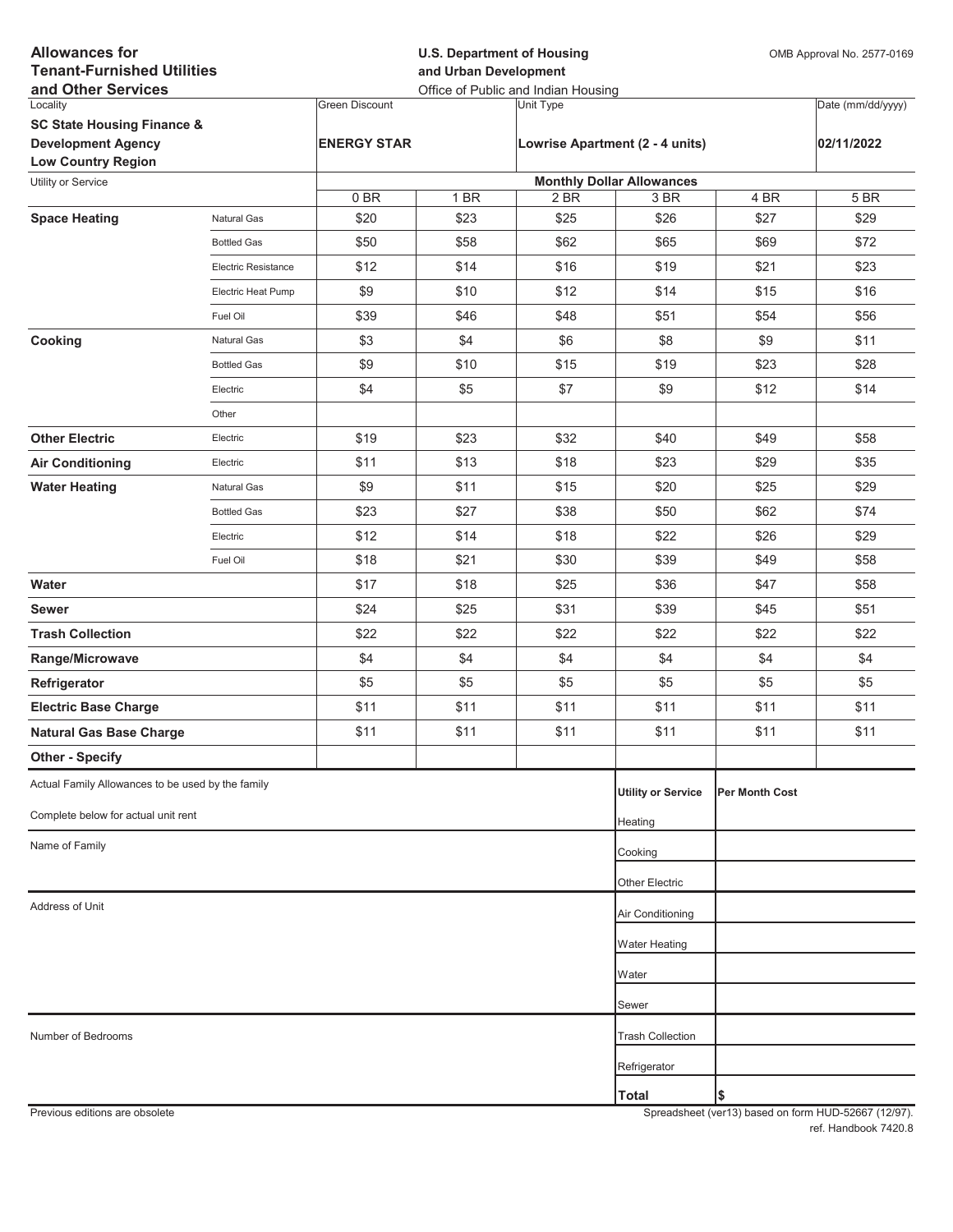**Allowances for Tenant-Furnished Utilities and Other Services**

**U.S. Department of Housing and Urban Development**
Office of Public and Indian Housing

OMB Approval No. 2577-0169

| Locality | Green Discount | Unit Type | Date (mm/dd/yyyy) |
|---|---|---|---|
| **SC State Housing Finance & Development Agency Low Country Region** | **ENERGY STAR** | **Lowrise Apartment (2 - 4 units)** | **02/11/2022** |

| Utility or Service | | Monthly Dollar Allowances | | | | | |
|---|---|---|---|---|---|---|---|
| | | 0 BR | 1 BR | 2 BR | 3 BR | 4 BR | 5 BR |
| **Space Heating** | Natural Gas | $20 | $23 | $25 | $26 | $27 | $29 |
| | Bottled Gas | $50 | $58 | $62 | $65 | $69 | $72 |
| | Electric Resistance | $12 | $14 | $16 | $19 | $21 | $23 |
| | Electric Heat Pump | $9 | $10 | $12 | $14 | $15 | $16 |
| | Fuel Oil | $39 | $46 | $48 | $51 | $54 | $56 |
| **Cooking** | Natural Gas | $3 | $4 | $6 | $8 | $9 | $11 |
| | Bottled Gas | $9 | $10 | $15 | $19 | $23 | $28 |
| | Electric | $4 | $5 | $7 | $9 | $12 | $14 |
| | Other | | | | | | |
| **Other Electric** | Electric | $19 | $23 | $32 | $40 | $49 | $58 |
| **Air Conditioning** | Electric | $11 | $13 | $18 | $23 | $29 | $35 |
| **Water Heating** | Natural Gas | $9 | $11 | $15 | $20 | $25 | $29 |
| | Bottled Gas | $23 | $27 | $38 | $50 | $62 | $74 |
| | Electric | $12 | $14 | $18 | $22 | $26 | $29 |
| | Fuel Oil | $18 | $21 | $30 | $39 | $49 | $58 |
| **Water** | | $17 | $18 | $25 | $36 | $47 | $58 |
| **Sewer** | | $24 | $25 | $31 | $39 | $45 | $51 |
| **Trash Collection** | | $22 | $22 | $22 | $22 | $22 | $22 |
| **Range/Microwave** | | $4 | $4 | $4 | $4 | $4 | $4 |
| **Refrigerator** | | $5 | $5 | $5 | $5 | $5 | $5 |
| **Electric Base Charge** | | $11 | $11 | $11 | $11 | $11 | $11 |
| **Natural Gas Base Charge** | | $11 | $11 | $11 | $11 | $11 | $11 |
| **Other - Specify** | | | | | | | |

Actual Family Allowances to be used by the family

Complete below for actual unit rent

Name of Family

Address of Unit

Number of Bedrooms

| Utility or Service | Per Month Cost |
|---|---|
| Heating | |
| Cooking | |
| Other Electric | |
| Air Conditioning | |
| Water Heating | |
| Water | |
| Sewer | |
| Trash Collection | |
| Refrigerator | |
| **Total** | $ |

Previous editions are obsolete

Spreadsheet (ver13) based on form HUD-52667 (12/97).
ref. Handbook 7420.8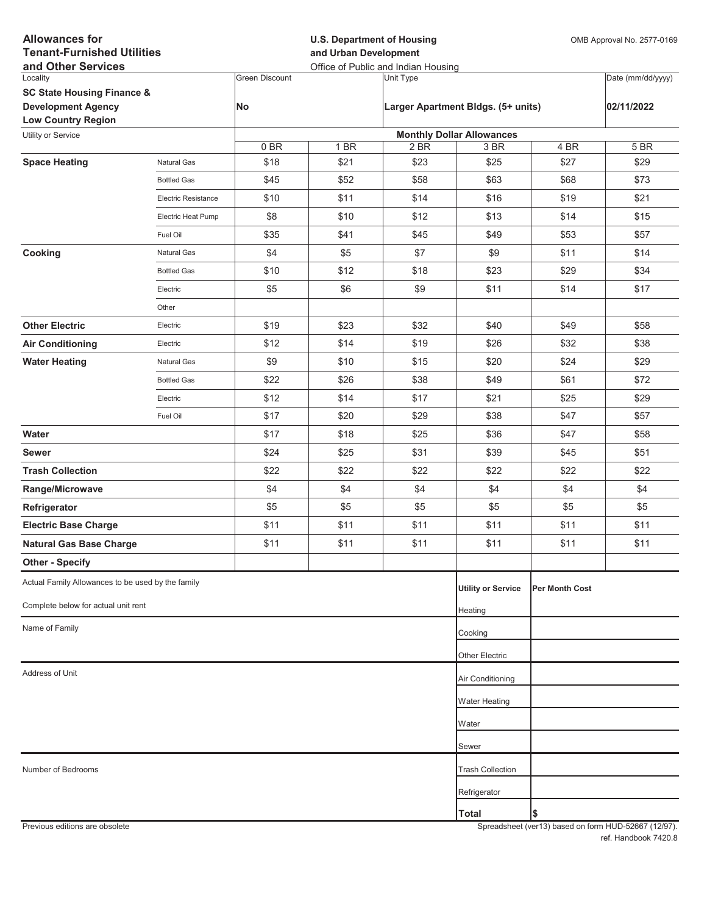**Allowances for Tenant-Furnished Utilities and Other Services**

**U.S. Department of Housing and Urban Development**
Office of Public and Indian Housing

OMB Approval No. 2577-0169

| Locality | Green Discount | Unit Type | Date (mm/dd/yyyy) |
|---|---|---|---|
| **SC State Housing Finance & Development Agency Low Country Region** | **No** | **Larger Apartment Bldgs. (5+ units)** | **02/11/2022** |

| Utility or Service | | Monthly Dollar Allowances | | | | | |
|---|---|---|---|---|---|---|---|
| | | 0 BR | 1 BR | 2 BR | 3 BR | 4 BR | 5 BR |
| **Space Heating** | Natural Gas | $18 | $21 | $23 | $25 | $27 | $29 |
| | Bottled Gas | $45 | $52 | $58 | $63 | $68 | $73 |
| | Electric Resistance | $10 | $11 | $14 | $16 | $19 | $21 |
| | Electric Heat Pump | $8 | $10 | $12 | $13 | $14 | $15 |
| | Fuel Oil | $35 | $41 | $45 | $49 | $53 | $57 |
| **Cooking** | Natural Gas | $4 | $5 | $7 | $9 | $11 | $14 |
| | Bottled Gas | $10 | $12 | $18 | $23 | $29 | $34 |
| | Electric | $5 | $6 | $9 | $11 | $14 | $17 |
| | Other | | | | | | |
| **Other Electric** | Electric | $19 | $23 | $32 | $40 | $49 | $58 |
| **Air Conditioning** | Electric | $12 | $14 | $19 | $26 | $32 | $38 |
| **Water Heating** | Natural Gas | $9 | $10 | $15 | $20 | $24 | $29 |
| | Bottled Gas | $22 | $26 | $38 | $49 | $61 | $72 |
| | Electric | $12 | $14 | $17 | $21 | $25 | $29 |
| | Fuel Oil | $17 | $20 | $29 | $38 | $47 | $57 |
| **Water** | | $17 | $18 | $25 | $36 | $47 | $58 |
| **Sewer** | | $24 | $25 | $31 | $39 | $45 | $51 |
| **Trash Collection** | | $22 | $22 | $22 | $22 | $22 | $22 |
| **Range/Microwave** | | $4 | $4 | $4 | $4 | $4 | $4 |
| **Refrigerator** | | $5 | $5 | $5 | $5 | $5 | $5 |
| **Electric Base Charge** | | $11 | $11 | $11 | $11 | $11 | $11 |
| **Natural Gas Base Charge** | | $11 | $11 | $11 | $11 | $11 | $11 |
| **Other - Specify** | | | | | | | |

Actual Family Allowances to be used by the family

Complete below for actual unit rent

Name of Family

Address of Unit

Number of Bedrooms

| Utility or Service | Per Month Cost |
|---|---|
| Heating | |
| Cooking | |
| Other Electric | |
| Air Conditioning | |
| Water Heating | |
| Water | |
| Sewer | |
| Trash Collection | |
| Refrigerator | |
| **Total** | **$** |

Previous editions are obsolete

Spreadsheet (ver13) based on form HUD-52667 (12/97). ref. Handbook 7420.8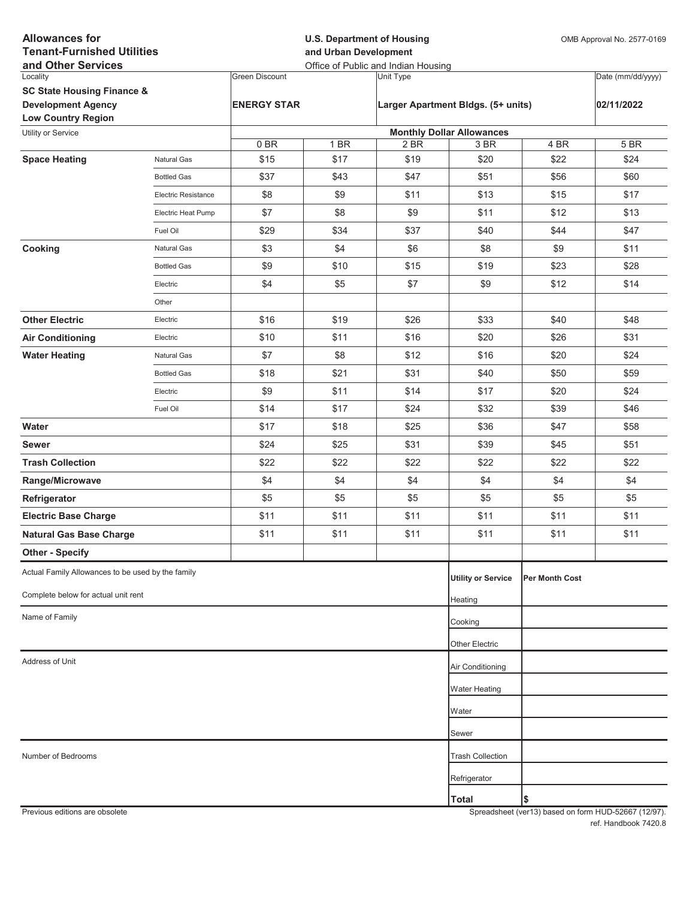**Allowances for Tenant-Furnished Utilities and Other Services**

**U.S. Department of Housing and Urban Development**
Office of Public and Indian Housing

OMB Approval No. 2577-0169

| Locality | Green Discount | Unit Type | Date (mm/dd/yyyy) |
|---|---|---|---|
| **SC State Housing Finance & Development Agency Low Country Region** | **ENERGY STAR** | **Larger Apartment Bldgs. (5+ units)** | **02/11/2022** |

| Utility or Service | | Monthly Dollar Allowances | | | | | |
|---|---|---|---|---|---|---|---|
| | | 0 BR | 1 BR | 2 BR | 3 BR | 4 BR | 5 BR |
| **Space Heating** | Natural Gas | $15 | $17 | $19 | $20 | $22 | $24 |
| | Bottled Gas | $37 | $43 | $47 | $51 | $56 | $60 |
| | Electric Resistance | $8 | $9 | $11 | $13 | $15 | $17 |
| | Electric Heat Pump | $7 | $8 | $9 | $11 | $12 | $13 |
| | Fuel Oil | $29 | $34 | $37 | $40 | $44 | $47 |
| **Cooking** | Natural Gas | $3 | $4 | $6 | $8 | $9 | $11 |
| | Bottled Gas | $9 | $10 | $15 | $19 | $23 | $28 |
| | Electric | $4 | $5 | $7 | $9 | $12 | $14 |
| | Other | | | | | | |
| **Other Electric** | Electric | $16 | $19 | $26 | $33 | $40 | $48 |
| **Air Conditioning** | Electric | $10 | $11 | $16 | $20 | $26 | $31 |
| **Water Heating** | Natural Gas | $7 | $8 | $12 | $16 | $20 | $24 |
| | Bottled Gas | $18 | $21 | $31 | $40 | $50 | $59 |
| | Electric | $9 | $11 | $14 | $17 | $20 | $24 |
| | Fuel Oil | $14 | $17 | $24 | $32 | $39 | $46 |
| **Water** | | $17 | $18 | $25 | $36 | $47 | $58 |
| **Sewer** | | $24 | $25 | $31 | $39 | $45 | $51 |
| **Trash Collection** | | $22 | $22 | $22 | $22 | $22 | $22 |
| **Range/Microwave** | | $4 | $4 | $4 | $4 | $4 | $4 |
| **Refrigerator** | | $5 | $5 | $5 | $5 | $5 | $5 |
| **Electric Base Charge** | | $11 | $11 | $11 | $11 | $11 | $11 |
| **Natural Gas Base Charge** | | $11 | $11 | $11 | $11 | $11 | $11 |
| **Other - Specify** | | | | | | | |

Actual Family Allowances to be used by the family

Complete below for actual unit rent

Name of Family

Address of Unit

Number of Bedrooms

| Utility or Service | Per Month Cost |
|---|---|
| Heating | |
| Cooking | |
| Other Electric | |
| Air Conditioning | |
| Water Heating | |
| Water | |
| Sewer | |
| Trash Collection | |
| Refrigerator | |
| **Total** | $ |

Previous editions are obsolete

Spreadsheet (ver13) based on form HUD-52667 (12/97). ref. Handbook 7420.8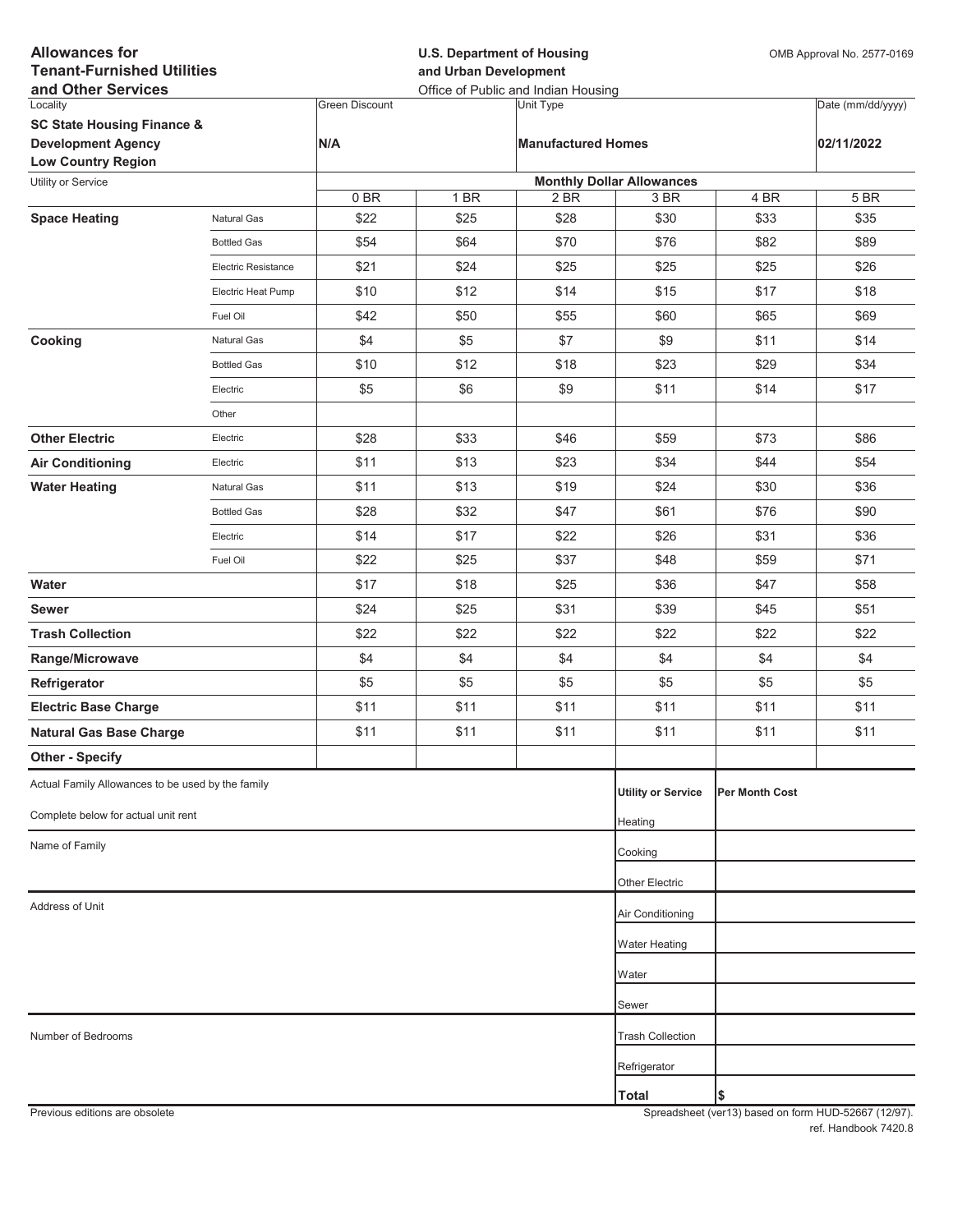**Allowances for Tenant-Furnished Utilities and Other Services**

**U.S. Department of Housing and Urban Development**
Office of Public and Indian Housing

OMB Approval No. 2577-0169

| Locality | Green Discount | Unit Type | Date (mm/dd/yyyy) |
|---|---|---|---|
| **SC State Housing Finance & Development Agency Low Country Region** | **N/A** | **Manufactured Homes** | **02/11/2022** |

| Utility or Service | | Monthly Dollar Allowances | | | | | |
|---|---|---|---|---|---|---|---|
| | | 0 BR | 1 BR | 2 BR | 3 BR | 4 BR | 5 BR |
| **Space Heating** | Natural Gas | $22 | $25 | $28 | $30 | $33 | $35 |
| | Bottled Gas | $54 | $64 | $70 | $76 | $82 | $89 |
| | Electric Resistance | $21 | $24 | $25 | $25 | $25 | $26 |
| | Electric Heat Pump | $10 | $12 | $14 | $15 | $17 | $18 |
| | Fuel Oil | $42 | $50 | $55 | $60 | $65 | $69 |
| **Cooking** | Natural Gas | $4 | $5 | $7 | $9 | $11 | $14 |
| | Bottled Gas | $10 | $12 | $18 | $23 | $29 | $34 |
| | Electric | $5 | $6 | $9 | $11 | $14 | $17 |
| | Other | | | | | | |
| **Other Electric** | Electric | $28 | $33 | $46 | $59 | $73 | $86 |
| **Air Conditioning** | Electric | $11 | $13 | $23 | $34 | $44 | $54 |
| **Water Heating** | Natural Gas | $11 | $13 | $19 | $24 | $30 | $36 |
| | Bottled Gas | $28 | $32 | $47 | $61 | $76 | $90 |
| | Electric | $14 | $17 | $22 | $26 | $31 | $36 |
| | Fuel Oil | $22 | $25 | $37 | $48 | $59 | $71 |
| **Water** | | $17 | $18 | $25 | $36 | $47 | $58 |
| **Sewer** | | $24 | $25 | $31 | $39 | $45 | $51 |
| **Trash Collection** | | $22 | $22 | $22 | $22 | $22 | $22 |
| **Range/Microwave** | | $4 | $4 | $4 | $4 | $4 | $4 |
| **Refrigerator** | | $5 | $5 | $5 | $5 | $5 | $5 |
| **Electric Base Charge** | | $11 | $11 | $11 | $11 | $11 | $11 |
| **Natural Gas Base Charge** | | $11 | $11 | $11 | $11 | $11 | $11 |
| **Other - Specify** | | | | | | | |

Actual Family Allowances to be used by the family

Complete below for actual unit rent

Name of Family

Address of Unit

Number of Bedrooms

| Utility or Service | Per Month Cost |
|---|---|
| Heating | |
| Cooking | |
| Other Electric | |
| Air Conditioning | |
| Water Heating | |
| Water | |
| Sewer | |
| Trash Collection | |
| Refrigerator | |
| **Total** | **$** |

Previous editions are obsolete

Spreadsheet (ver13) based on form HUD-52667 (12/97).
ref. Handbook 7420.8